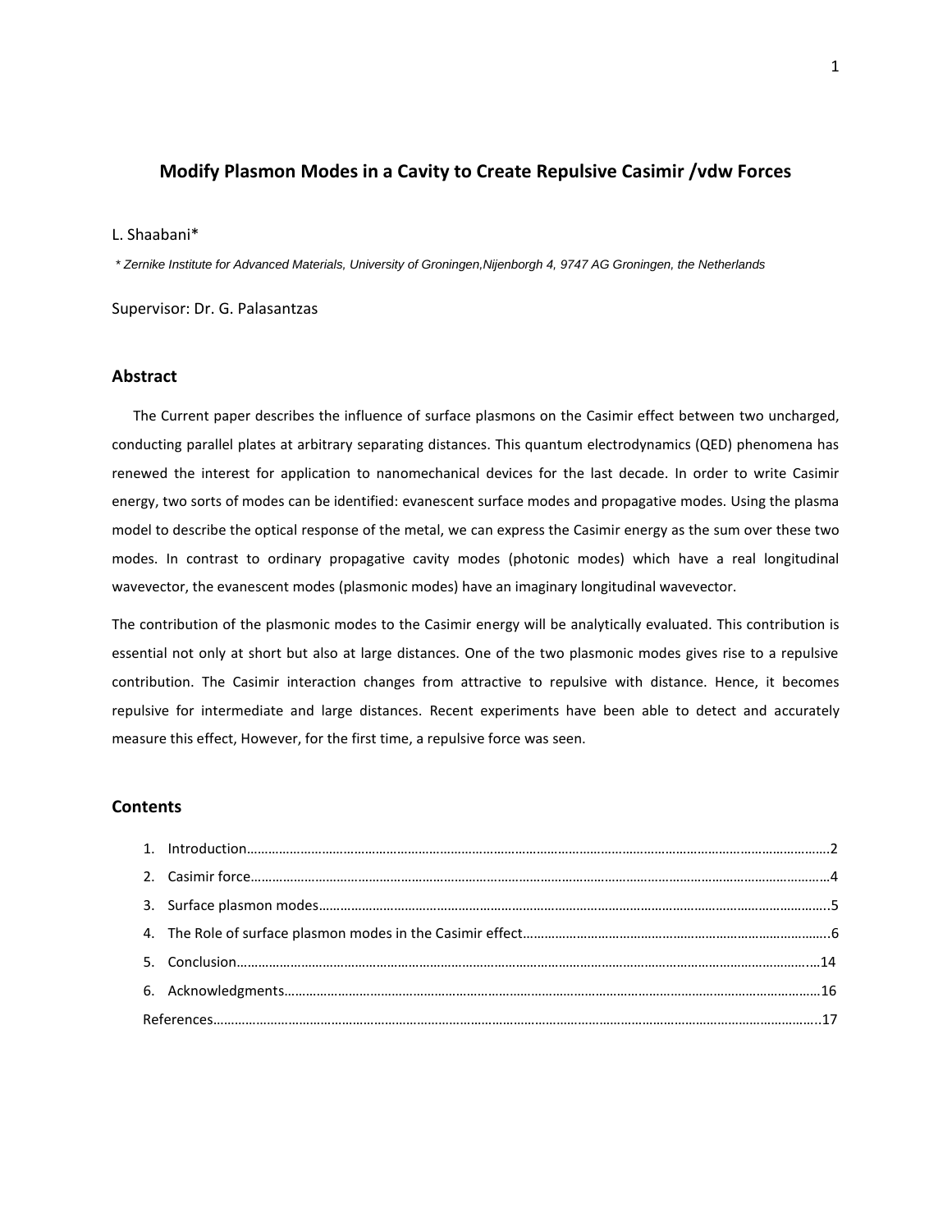# Modify Plasmon Modes in a Cavity to Create Repulsive Casimir /vdw Forces

L. Shaabani*

*\* Zernike Institute for Advanced Materials, University of Groningen,Nijenborgh 4, 9747 AG Groningen, the Netherlands*

Supervisor: Dr. G. Palasantzas

## Abstract

The Current paper describes the influence of surface plasmons on the Casimir effect between two uncharged, conducting parallel plates at arbitrary separating distances. This quantum electrodynamics (QED) phenomena has renewed the interest for application to nanomechanical devices for the last decade. In order to write Casimir energy, two sorts of modes can be identified: evanescent surface modes and propagative modes. Using the plasma model to describe the optical response of the metal, we can express the Casimir energy as the sum over these two modes. In contrast to ordinary propagative cavity modes (photonic modes) which have a real longitudinal wavevector, the evanescent modes (plasmonic modes) have an imaginary longitudinal wavevector.

The contribution of the plasmonic modes to the Casimir energy will be analytically evaluated. This contribution is essential not only at short but also at large distances. One of the two plasmonic modes gives rise to a repulsive contribution. The Casimir interaction changes from attractive to repulsive with distance. Hence, it becomes repulsive for intermediate and large distances. Recent experiments have been able to detect and accurately measure this effect, However, for the first time, a repulsive force was seen.

## Contents

1. Introduction……………………………………………………………………………………………………………………………………2
2. Casimir force……………………………………………………………………………………………………………………………………4
3. Surface plasmon modes…………………………………………………………………………………………………………………..5
4. The Role of surface plasmon modes in the Casimir effect……………………………………………………………………..6
5. Conclusion……………………………………………………………………………………………………………………………….…14
6. Acknowledgments……………………………………………………………………………………………………………………………16

References……………………………………………………………………………………………………………………………………..17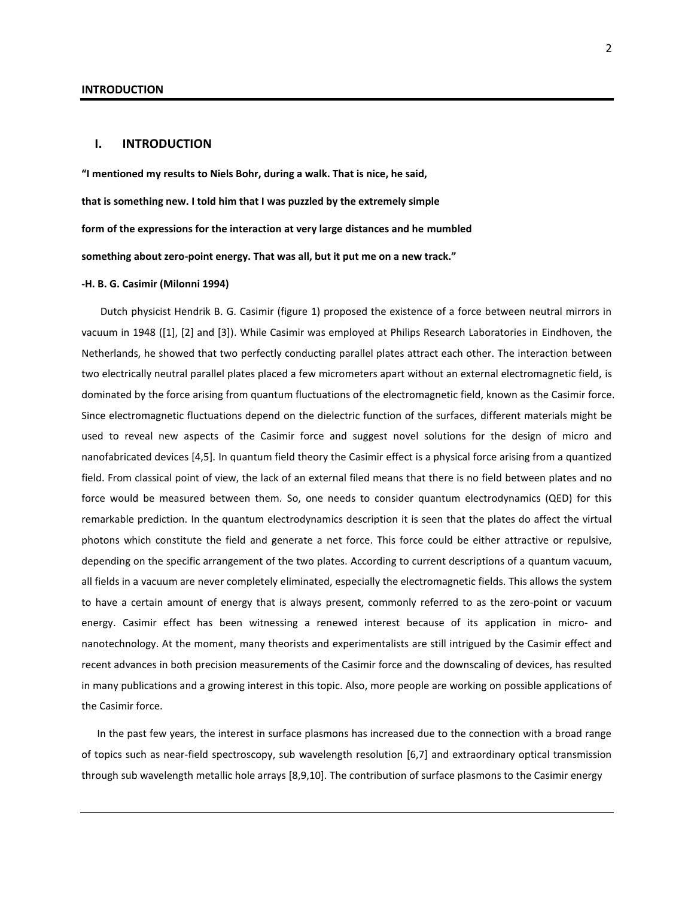## I. INTRODUCTION

**"I mentioned my results to Niels Bohr, during a walk. That is nice, he said,**

**that is something new. I told him that I was puzzled by the extremely simple**

**form of the expressions for the interaction at very large distances and he mumbled**

**something about zero-point energy. That was all, but it put me on a new track."**

**-H. B. G. Casimir (Milonni 1994)**

Dutch physicist Hendrik B. G. Casimir (figure 1) proposed the existence of a force between neutral mirrors in vacuum in 1948 ([1], [2] and [3]). While Casimir was employed at Philips Research Laboratories in Eindhoven, the Netherlands, he showed that two perfectly conducting parallel plates attract each other. The interaction between two electrically neutral parallel plates placed a few micrometers apart without an external electromagnetic field, is dominated by the force arising from quantum fluctuations of the electromagnetic field, known as the Casimir force. Since electromagnetic fluctuations depend on the dielectric function of the surfaces, different materials might be used to reveal new aspects of the Casimir force and suggest novel solutions for the design of micro and nanofabricated devices [4,5]. In quantum field theory the Casimir effect is a physical force arising from a quantized field. From classical point of view, the lack of an external filed means that there is no field between plates and no force would be measured between them. So, one needs to consider quantum electrodynamics (QED) for this remarkable prediction. In the quantum electrodynamics description it is seen that the plates do affect the virtual photons which constitute the field and generate a net force. This force could be either attractive or repulsive, depending on the specific arrangement of the two plates. According to current descriptions of a quantum vacuum, all fields in a vacuum are never completely eliminated, especially the electromagnetic fields. This allows the system to have a certain amount of energy that is always present, commonly referred to as the zero-point or vacuum energy. Casimir effect has been witnessing a renewed interest because of its application in micro- and nanotechnology. At the moment, many theorists and experimentalists are still intrigued by the Casimir effect and recent advances in both precision measurements of the Casimir force and the downscaling of devices, has resulted in many publications and a growing interest in this topic. Also, more people are working on possible applications of the Casimir force.

In the past few years, the interest in surface plasmons has increased due to the connection with a broad range of topics such as near-field spectroscopy, sub wavelength resolution [6,7] and extraordinary optical transmission through sub wavelength metallic hole arrays [8,9,10]. The contribution of surface plasmons to the Casimir energy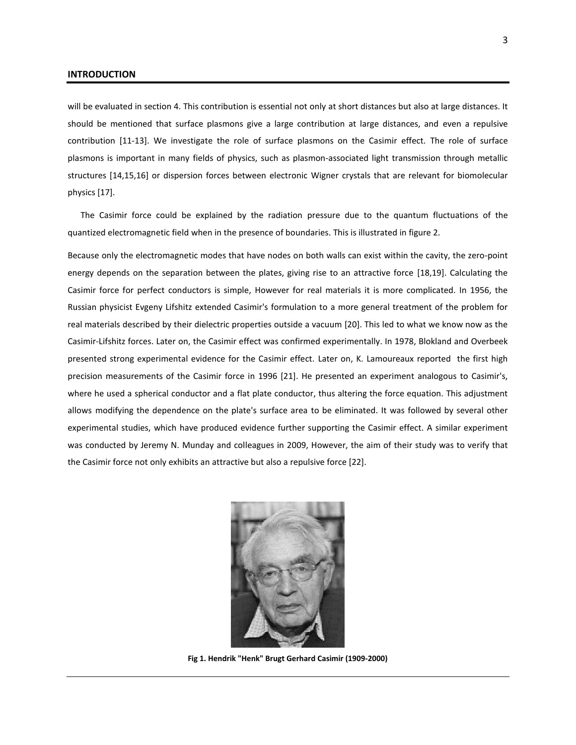will be evaluated in section 4. This contribution is essential not only at short distances but also at large distances. It should be mentioned that surface plasmons give a large contribution at large distances, and even a repulsive contribution [11-13]. We investigate the role of surface plasmons on the Casimir effect. The role of surface plasmons is important in many fields of physics, such as plasmon-associated light transmission through metallic structures [14,15,16] or dispersion forces between electronic Wigner crystals that are relevant for biomolecular physics [17].

The Casimir force could be explained by the radiation pressure due to the quantum fluctuations of the quantized electromagnetic field when in the presence of boundaries. This is illustrated in figure 2.

Because only the electromagnetic modes that have nodes on both walls can exist within the cavity, the zero-point energy depends on the separation between the plates, giving rise to an attractive force [18,19]. Calculating the Casimir force for perfect conductors is simple, However for real materials it is more complicated. In 1956, the Russian physicist Evgeny Lifshitz extended Casimir's formulation to a more general treatment of the problem for real materials described by their dielectric properties outside a vacuum [20]. This led to what we know now as the Casimir-Lifshitz forces. Later on, the Casimir effect was confirmed experimentally. In 1978, Blokland and Overbeek presented strong experimental evidence for the Casimir effect. Later on, K. Lamoureaux reported the first high precision measurements of the Casimir force in 1996 [21]. He presented an experiment analogous to Casimir's, where he used a spherical conductor and a flat plate conductor, thus altering the force equation. This adjustment allows modifying the dependence on the plate's surface area to be eliminated. It was followed by several other experimental studies, which have produced evidence further supporting the Casimir effect. A similar experiment was conducted by Jeremy N. Munday and colleagues in 2009, However, the aim of their study was to verify that the Casimir force not only exhibits an attractive but also a repulsive force [22].

**Fig 1. Hendrik "Henk" Brugt Gerhard Casimir (1909-2000)**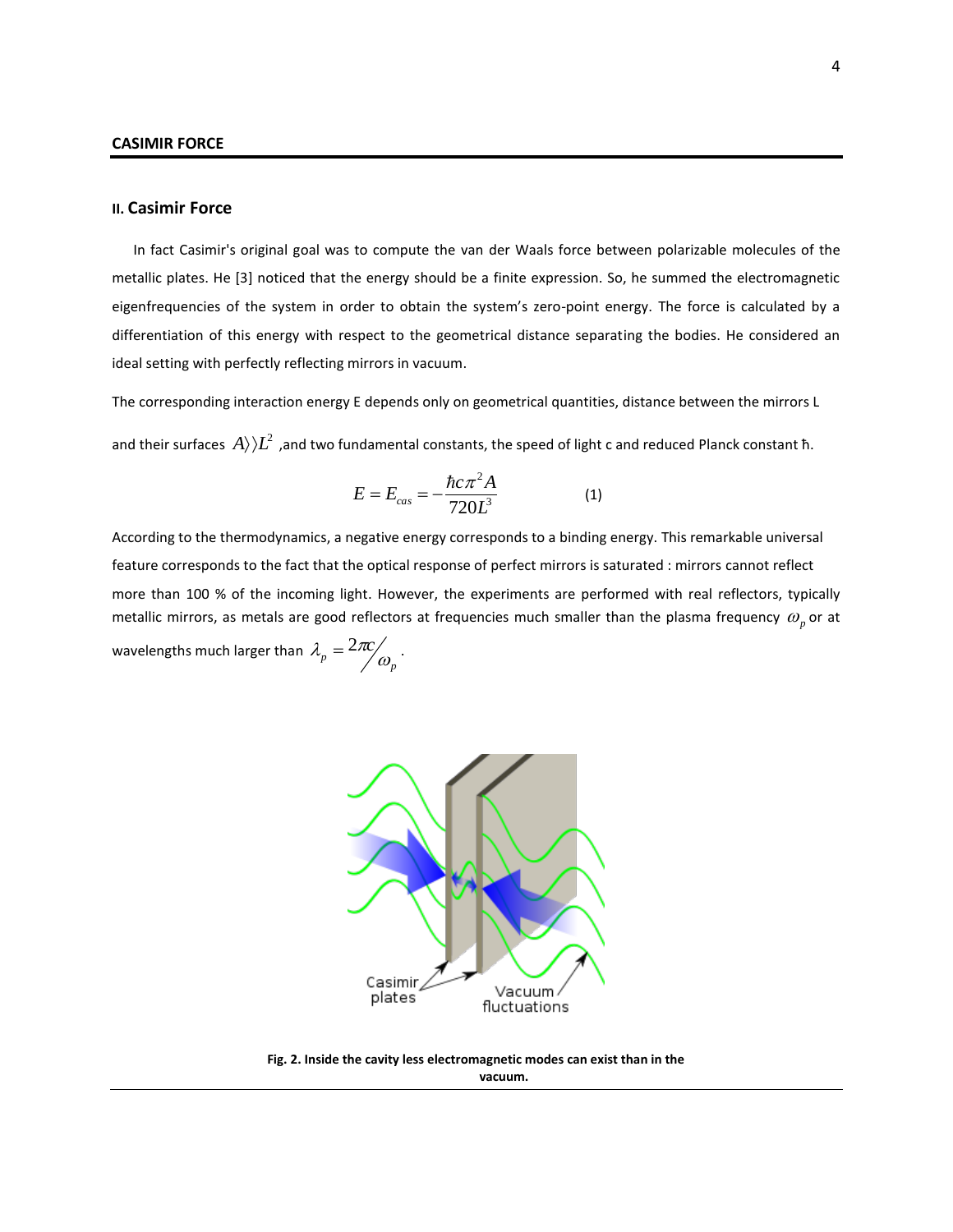## II. Casimir Force

In fact Casimir's original goal was to compute the van der Waals force between polarizable molecules of the metallic plates. He [3] noticed that the energy should be a finite expression. So, he summed the electromagnetic eigenfrequencies of the system in order to obtain the system's zero-point energy. The force is calculated by a differentiation of this energy with respect to the geometrical distance separating the bodies. He considered an ideal setting with perfectly reflecting mirrors in vacuum.

The corresponding interaction energy E depends only on geometrical quantities, distance between the mirrors L and their surfaces $A\rangle\rangle L^2$ ,and two fundamental constants, the speed of light c and reduced Planck constant ħ.

$$E = E_{cas} = -\frac{\hbar c \pi^2 A}{720 L^3} \qquad (1)$$

According to the thermodynamics, a negative energy corresponds to a binding energy. This remarkable universal feature corresponds to the fact that the optical response of perfect mirrors is saturated : mirrors cannot reflect more than 100 % of the incoming light. However, the experiments are performed with real reflectors, typically metallic mirrors, as metals are good reflectors at frequencies much smaller than the plasma frequency $\omega_p$ or at wavelengths much larger than $\lambda_p = 2\pi c / \omega_p$ .

Fig. 2. Inside the cavity less electromagnetic modes can exist than in the vacuum.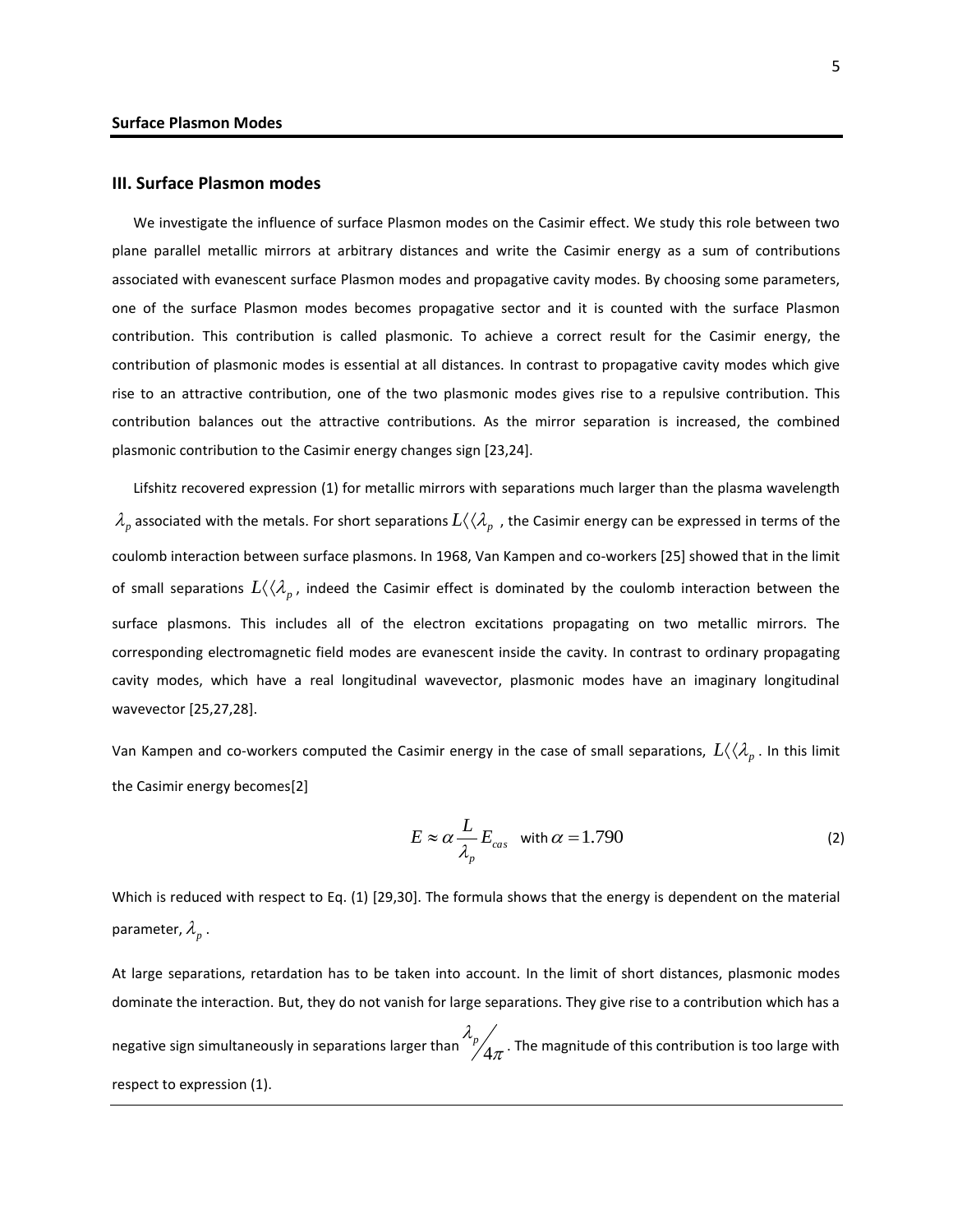## III. Surface Plasmon modes

We investigate the influence of surface Plasmon modes on the Casimir effect. We study this role between two plane parallel metallic mirrors at arbitrary distances and write the Casimir energy as a sum of contributions associated with evanescent surface Plasmon modes and propagative cavity modes. By choosing some parameters, one of the surface Plasmon modes becomes propagative sector and it is counted with the surface Plasmon contribution. This contribution is called plasmonic. To achieve a correct result for the Casimir energy, the contribution of plasmonic modes is essential at all distances. In contrast to propagative cavity modes which give rise to an attractive contribution, one of the two plasmonic modes gives rise to a repulsive contribution. This contribution balances out the attractive contributions. As the mirror separation is increased, the combined plasmonic contribution to the Casimir energy changes sign [23,24].

Lifshitz recovered expression (1) for metallic mirrors with separations much larger than the plasma wavelength $\lambda_p$ associated with the metals. For short separations $L \langle\langle \lambda_p$ , the Casimir energy can be expressed in terms of the coulomb interaction between surface plasmons. In 1968, Van Kampen and co-workers [25] showed that in the limit of small separations $L \langle\langle \lambda_p$, indeed the Casimir effect is dominated by the coulomb interaction between the surface plasmons. This includes all of the electron excitations propagating on two metallic mirrors. The corresponding electromagnetic field modes are evanescent inside the cavity. In contrast to ordinary propagating cavity modes, which have a real longitudinal wavevector, plasmonic modes have an imaginary longitudinal wavevector [25,27,28].

Van Kampen and co-workers computed the Casimir energy in the case of small separations, $L \langle\langle \lambda_p$. In this limit the Casimir energy becomes[2]

$$E \approx \alpha \frac{L}{\lambda_p} E_{cas} \quad \text{with } \alpha = 1.790 \tag{2}$$

Which is reduced with respect to Eq. (1) [29,30]. The formula shows that the energy is dependent on the material parameter, $\lambda_p$.

At large separations, retardation has to be taken into account. In the limit of short distances, plasmonic modes dominate the interaction. But, they do not vanish for large separations. They give rise to a contribution which has a negative sign simultaneously in separations larger than $\lambda_p / 4\pi$. The magnitude of this contribution is too large with respect to expression (1).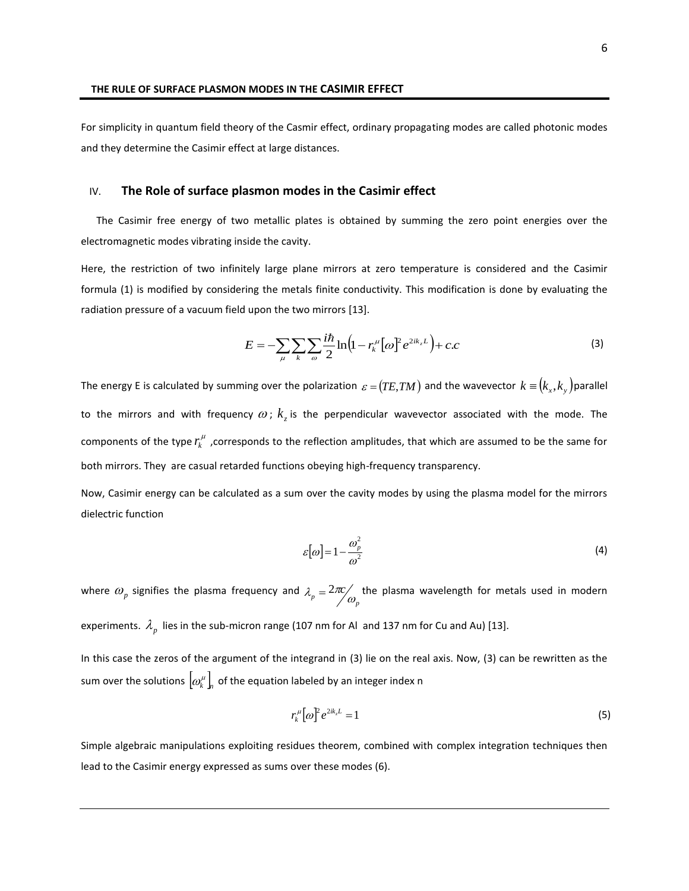For simplicity in quantum field theory of the Casmir effect, ordinary propagating modes are called photonic modes and they determine the Casimir effect at large distances.

## IV. The Role of surface plasmon modes in the Casimir effect

The Casimir free energy of two metallic plates is obtained by summing the zero point energies over the electromagnetic modes vibrating inside the cavity.

Here, the restriction of two infinitely large plane mirrors at zero temperature is considered and the Casimir formula (1) is modified by considering the metals finite conductivity. This modification is done by evaluating the radiation pressure of a vacuum field upon the two mirrors [13].

$$E = -\sum_{\mu}\sum_{k}\sum_{\omega}\frac{i\hbar}{2}\ln\left(1 - r_k^{\mu}[\omega]^2 e^{2ik_z L}\right) + c.c \tag{3}$$

The energy E is calculated by summing over the polarization $\varepsilon = (TE, TM)$ and the wavevector $k \equiv (k_x, k_y)$ parallel to the mirrors and with frequency $\omega$; $k_z$ is the perpendicular wavevector associated with the mode. The components of the type $r_k^{\mu}$ ,corresponds to the reflection amplitudes, that which are assumed to be the same for both mirrors. They are casual retarded functions obeying high-frequency transparency.

Now, Casimir energy can be calculated as a sum over the cavity modes by using the plasma model for the mirrors dielectric function

$$\varepsilon[\omega] = 1 - \frac{\omega_p^2}{\omega^2} \tag{4}$$

where $\omega_p$ signifies the plasma frequency and $\lambda_p = 2\pi c / \omega_p$ the plasma wavelength for metals used in modern experiments. $\lambda_p$ lies in the sub-micron range (107 nm for Al and 137 nm for Cu and Au) [13].

In this case the zeros of the argument of the integrand in (3) lie on the real axis. Now, (3) can be rewritten as the sum over the solutions $[\omega_k^{\mu}]_n$ of the equation labeled by an integer index n

$$r_k^{\mu}[\omega]^2 e^{2ik_z L} = 1 \tag{5}$$

Simple algebraic manipulations exploiting residues theorem, combined with complex integration techniques then lead to the Casimir energy expressed as sums over these modes (6).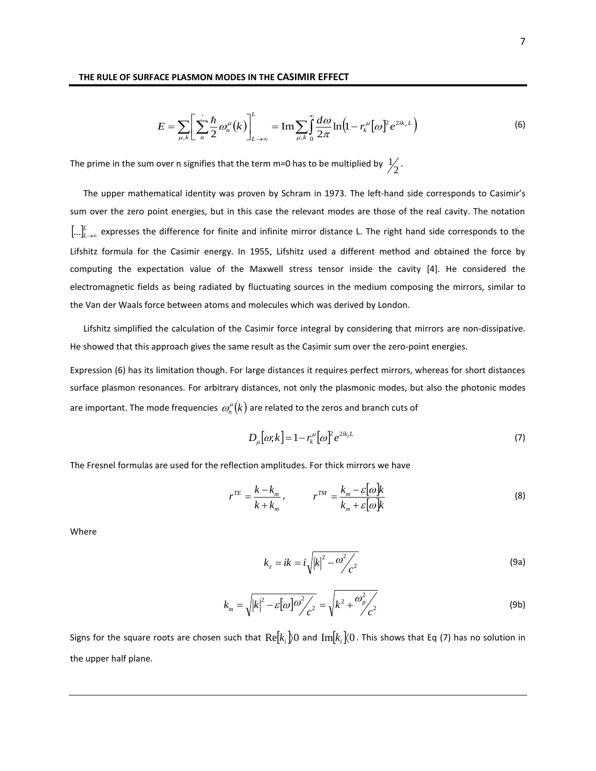$$E = \sum_{\mu,k}\left[\sum_{n}{}' \frac{\hbar}{2}\omega_n^{\mu}(k)\right]_{L\to\infty}^{L} = \mathrm{Im}\sum_{\mu,k}\int_0^{\infty}\frac{d\omega}{2\pi}\ln\left(1-r_k^{\mu}[\omega]^2 e^{2ik_zL}\right) \tag{6}$$

The prime in the sum over n signifies that the term m=0 has to be multiplied by $\frac{1}{2}$.

The upper mathematical identity was proven by Schram in 1973. The left-hand side corresponds to Casimir's sum over the zero point energies, but in this case the relevant modes are those of the real cavity. The notation $[\ldots]_{L\to\infty}^{L}$ expresses the difference for finite and infinite mirror distance L. The right hand side corresponds to the Lifshitz formula for the Casimir energy. In 1955, Lifshitz used a different method and obtained the force by computing the expectation value of the Maxwell stress tensor inside the cavity [4]. He considered the electromagnetic fields as being radiated by fluctuating sources in the medium composing the mirrors, similar to the Van der Waals force between atoms and molecules which was derived by London.

Lifshitz simplified the calculation of the Casimir force integral by considering that mirrors are non-dissipative. He showed that this approach gives the same result as the Casimir sum over the zero-point energies.

Expression (6) has its limitation though. For large distances it requires perfect mirrors, whereas for short distances surface plasmon resonances. For arbitrary distances, not only the plasmonic modes, but also the photonic modes are important. The mode frequencies $\omega_n^{\mu}(k)$ are related to the zeros and branch cuts of

$$D_{\mu}[\omega;k] = 1 - r_k^{\mu}[\omega]^2 e^{2ik_zL} \tag{7}$$

The Fresnel formulas are used for the reflection amplitudes. For thick mirrors we have

$$r^{TE} = \frac{k-k_m}{k+k_m}, \qquad r^{TM} = \frac{k_m - \varepsilon[\omega]k}{k_m + \varepsilon[\omega]k} \tag{8}$$

Where

$$k_z = ik = i\sqrt{|k|^2 - \omega^2/c^2} \tag{9a}$$

$$k_m = \sqrt{|k|^2 - \varepsilon[\omega]\omega^2/c^2} = \sqrt{k^2 + \omega_p^2/c^2} \tag{9b}$$

Signs for the square roots are chosen such that $\mathrm{Re}[k_i] > 0$ and $\mathrm{Im}[k_i] < 0$. This shows that Eq (7) has no solution in the upper half plane.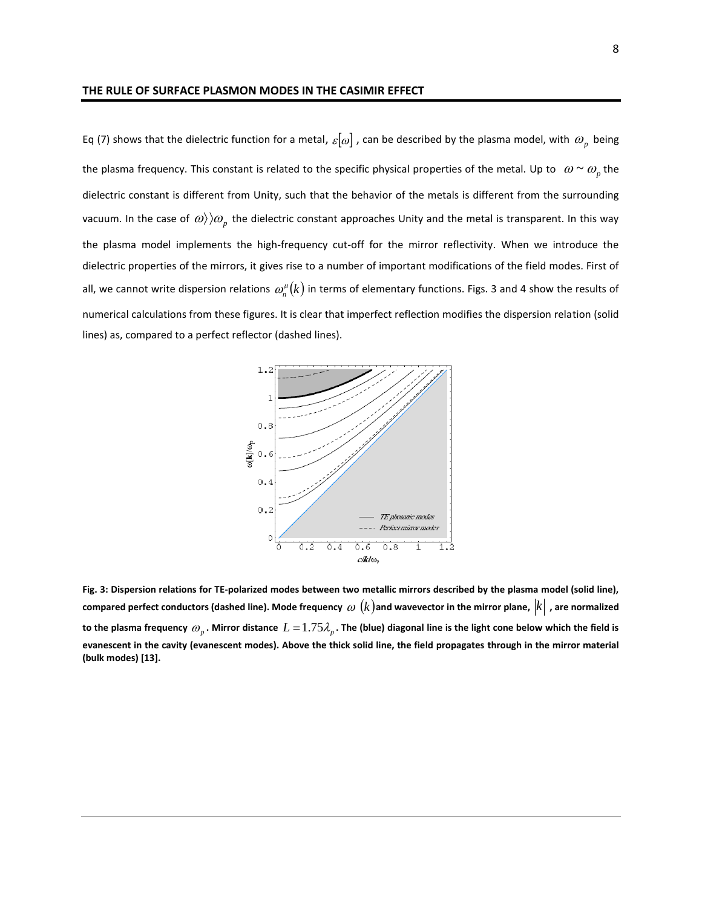#### THE RULE OF SURFACE PLASMON MODES IN THE CASIMIR EFFECT

Eq (7) shows that the dielectric function for a metal, $\varepsilon[\omega]$, can be described by the plasma model, with $\omega_p$ being the plasma frequency. This constant is related to the specific physical properties of the metal. Up to $\omega \sim \omega_p$ the dielectric constant is different from Unity, such that the behavior of the metals is different from the surrounding vacuum. In the case of $\omega \rangle\rangle \omega_p$ the dielectric constant approaches Unity and the metal is transparent. In this way the plasma model implements the high-frequency cut-off for the mirror reflectivity. When we introduce the dielectric properties of the mirrors, it gives rise to a number of important modifications of the field modes. First of all, we cannot write dispersion relations $\omega_n^\mu(k)$ in terms of elementary functions. Figs. 3 and 4 show the results of numerical calculations from these figures. It is clear that imperfect reflection modifies the dispersion relation (solid lines) as, compared to a perfect reflector (dashed lines).

**Fig. 3: Dispersion relations for TE-polarized modes between two metallic mirrors described by the plasma model (solid line), compared perfect conductors (dashed line). Mode frequency $\omega\ (k)$ and wavevector in the mirror plane, $|k|$, are normalized to the plasma frequency $\omega_p$. Mirror distance $L = 1.75\lambda_p$. The (blue) diagonal line is the light cone below which the field is evanescent in the cavity (evanescent modes). Above the thick solid line, the field propagates through in the mirror material (bulk modes) [13].**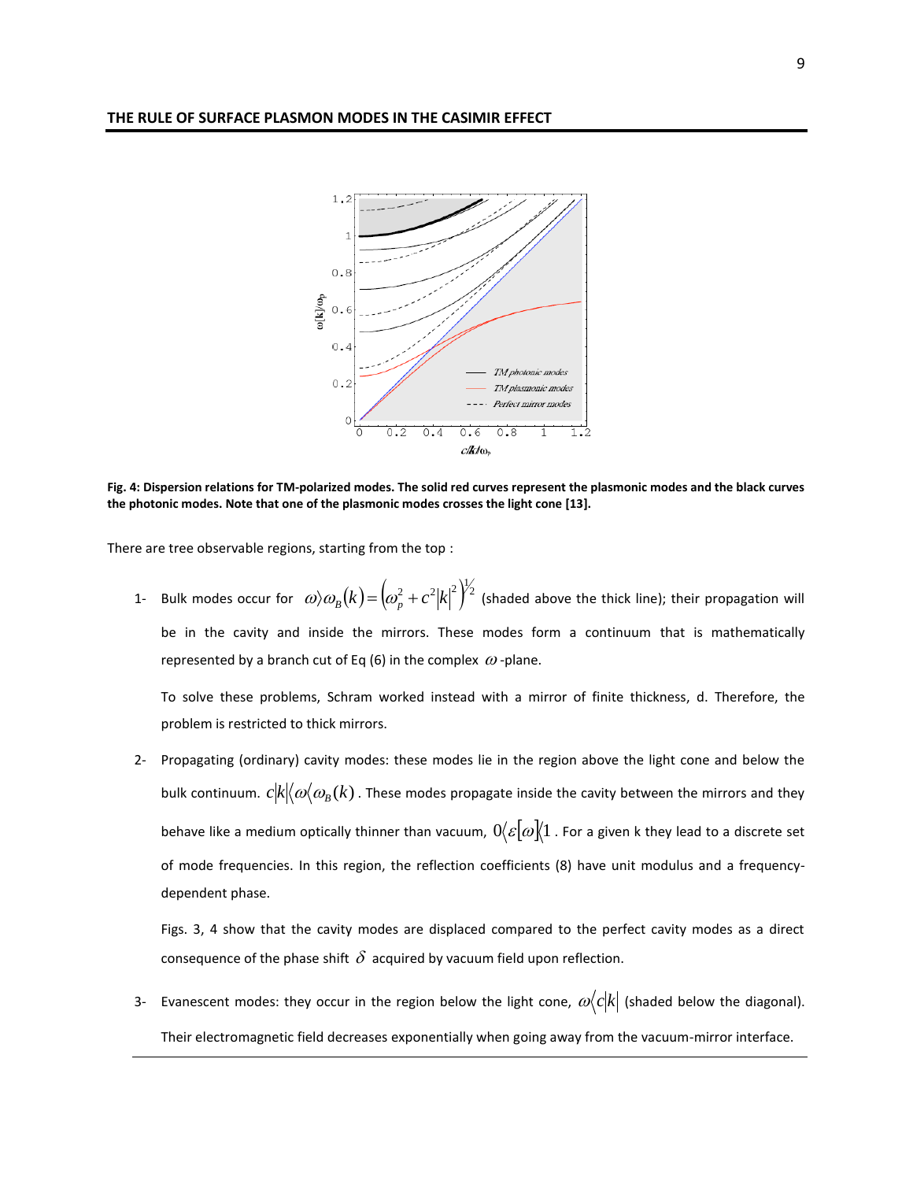## THE RULE OF SURFACE PLASMON MODES IN THE CASIMIR EFFECT

**Fig. 4: Dispersion relations for TM-polarized modes. The solid red curves represent the plasmonic modes and the black curves the photonic modes. Note that one of the plasmonic modes crosses the light cone [13].**

There are tree observable regions, starting from the top :

1- Bulk modes occur for $\omega > \omega_B(k) = \left(\omega_p^2 + c^2|k|^2\right)^{1/2}$ (shaded above the thick line); their propagation will be in the cavity and inside the mirrors. These modes form a continuum that is mathematically represented by a branch cut of Eq (6) in the complex $\omega$-plane.

   To solve these problems, Schram worked instead with a mirror of finite thickness, d. Therefore, the problem is restricted to thick mirrors.

2- Propagating (ordinary) cavity modes: these modes lie in the region above the light cone and below the bulk continuum. $c|k| < \omega < \omega_B(k)$. These modes propagate inside the cavity between the mirrors and they behave like a medium optically thinner than vacuum, $0 < \varepsilon[\omega] < 1$. For a given k they lead to a discrete set of mode frequencies. In this region, the reflection coefficients (8) have unit modulus and a frequency-dependent phase.

   Figs. 3, 4 show that the cavity modes are displaced compared to the perfect cavity modes as a direct consequence of the phase shift $\delta$ acquired by vacuum field upon reflection.

3- Evanescent modes: they occur in the region below the light cone, $\omega < c|k|$ (shaded below the diagonal). Their electromagnetic field decreases exponentially when going away from the vacuum-mirror interface.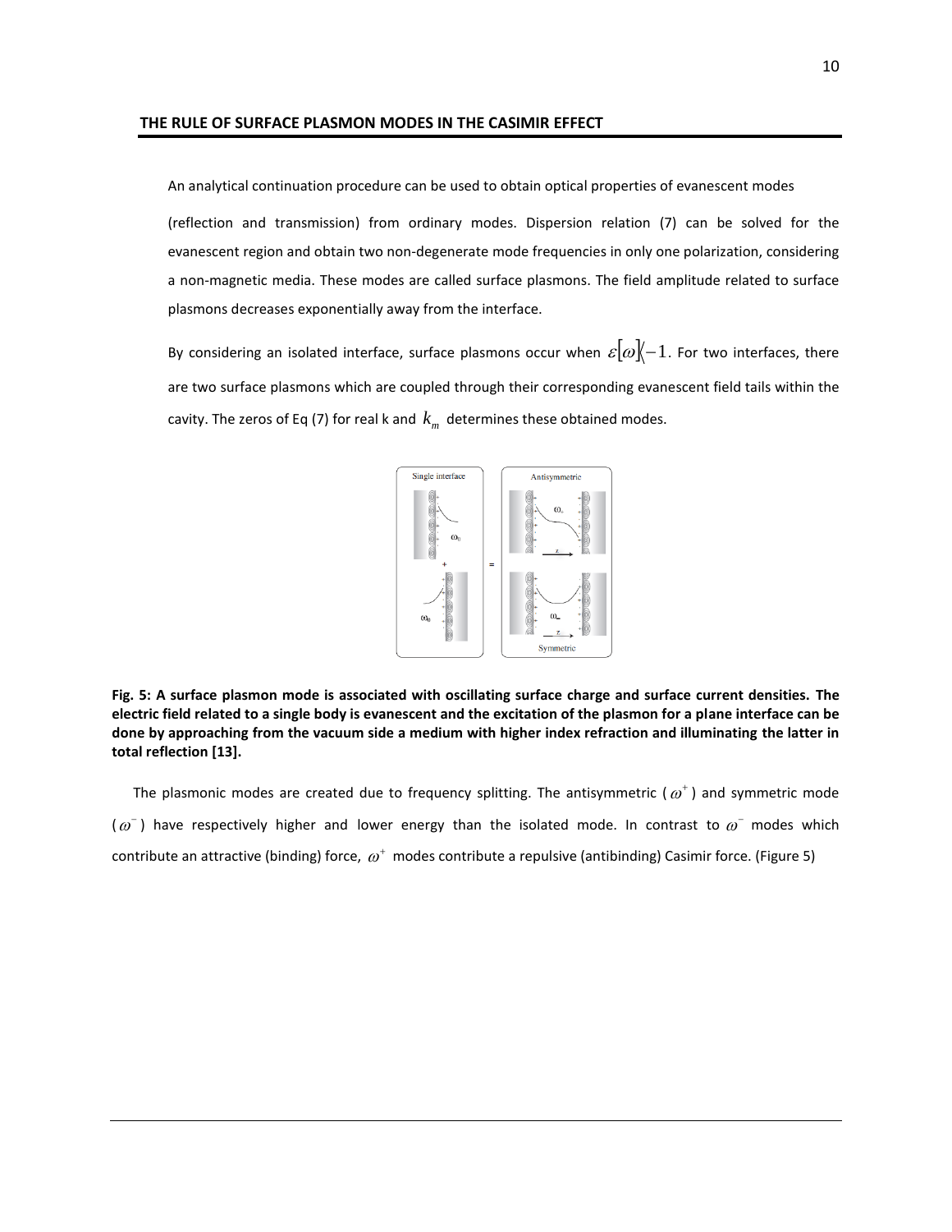### THE RULE OF SURFACE PLASMON MODES IN THE CASIMIR EFFECT

An analytical continuation procedure can be used to obtain optical properties of evanescent modes (reflection and transmission) from ordinary modes. Dispersion relation (7) can be solved for the evanescent region and obtain two non-degenerate mode frequencies in only one polarization, considering a non-magnetic media. These modes are called surface plasmons. The field amplitude related to surface plasmons decreases exponentially away from the interface.

By considering an isolated interface, surface plasmons occur when $\varepsilon[\omega]\langle -1$. For two interfaces, there are two surface plasmons which are coupled through their corresponding evanescent field tails within the cavity. The zeros of Eq (7) for real k and $k_m$ determines these obtained modes.

**Fig. 5: A surface plasmon mode is associated with oscillating surface charge and surface current densities. The electric field related to a single body is evanescent and the excitation of the plasmon for a plane interface can be done by approaching from the vacuum side a medium with higher index refraction and illuminating the latter in total reflection [13].**

The plasmonic modes are created due to frequency splitting. The antisymmetric ($\omega^{+}$) and symmetric mode ($\omega^{-}$) have respectively higher and lower energy than the isolated mode. In contrast to $\omega^{-}$ modes which contribute an attractive (binding) force, $\omega^{+}$ modes contribute a repulsive (antibinding) Casimir force. (Figure 5)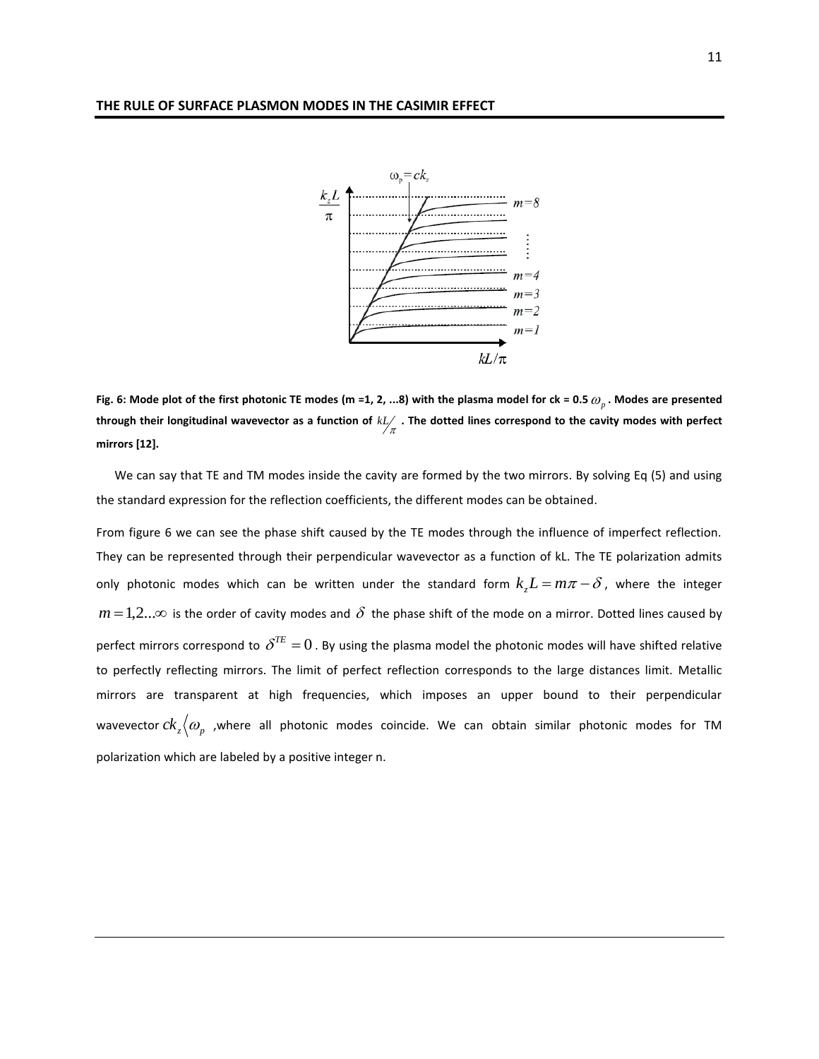Fig. 6: Mode plot of the first photonic TE modes (m =1, 2, ...8) with the plasma model for ck = 0.5 $\omega_p$ . Modes are presented through their longitudinal wavevector as a function of $kL/\pi$ . The dotted lines correspond to the cavity modes with perfect mirrors [12].

We can say that TE and TM modes inside the cavity are formed by the two mirrors. By solving Eq (5) and using the standard expression for the reflection coefficients, the different modes can be obtained.

From figure 6 we can see the phase shift caused by the TE modes through the influence of imperfect reflection. They can be represented through their perpendicular wavevector as a function of kL. The TE polarization admits only photonic modes which can be written under the standard form $k_z L = m\pi - \delta$ , where the integer $m = 1,2...\infty$ is the order of cavity modes and $\delta$ the phase shift of the mode on a mirror. Dotted lines caused by perfect mirrors correspond to $\delta^{TE} = 0$ . By using the plasma model the photonic modes will have shifted relative to perfectly reflecting mirrors. The limit of perfect reflection corresponds to the large distances limit. Metallic mirrors are transparent at high frequencies, which imposes an upper bound to their perpendicular wavevector $ck_z \langle \omega_p$ ,where all photonic modes coincide. We can obtain similar photonic modes for TM polarization which are labeled by a positive integer n.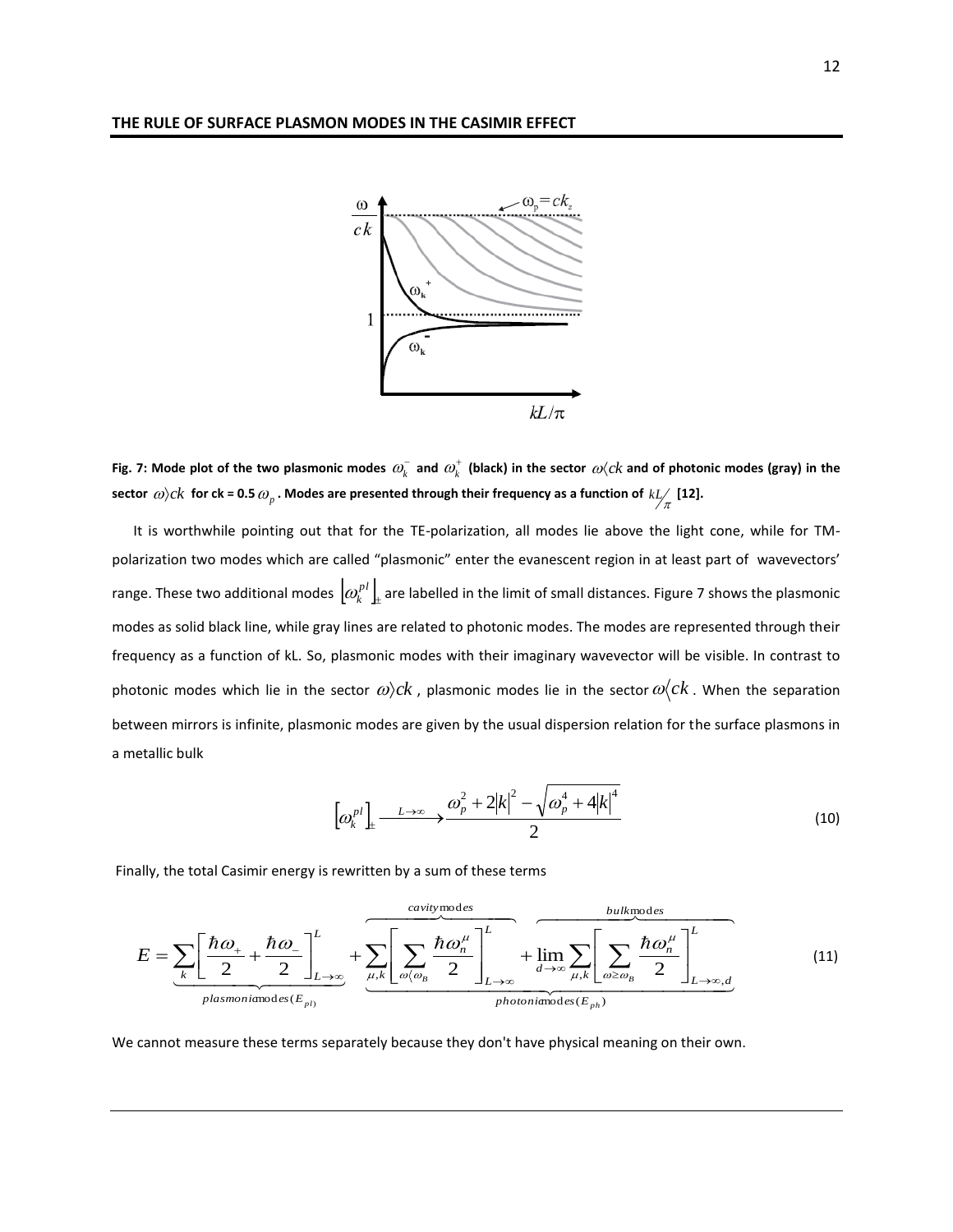**THE RULE OF SURFACE PLASMON MODES IN THE CASIMIR EFFECT**

**Fig. 7: Mode plot of the two plasmonic modes $\omega_k^-$ and $\omega_k^+$ (black) in the sector $\omega \langle ck$ and of photonic modes (gray) in the sector $\omega \rangle ck$ for ck = 0.5 $\omega_p$. Modes are presented through their frequency as a function of $kL/\pi$ [12].**

It is worthwhile pointing out that for the TE-polarization, all modes lie above the light cone, while for TM-polarization two modes which are called "plasmonic" enter the evanescent region in at least part of wavevectors' range. These two additional modes $\left[\omega_k^{pl}\right]_\pm$ are labelled in the limit of small distances. Figure 7 shows the plasmonic modes as solid black line, while gray lines are related to photonic modes. The modes are represented through their frequency as a function of kL. So, plasmonic modes with their imaginary wavevector will be visible. In contrast to photonic modes which lie in the sector $\omega \rangle ck$, plasmonic modes lie in the sector $\omega \langle ck$. When the separation between mirrors is infinite, plasmonic modes are given by the usual dispersion relation for the surface plasmons in a metallic bulk

$$\left[\omega_k^{pl}\right]_\pm \xrightarrow{L\to\infty} \frac{\omega_p^2 + 2|k|^2 - \sqrt{\omega_p^4 + 4|k|^4}}{2} \tag{10}$$

Finally, the total Casimir energy is rewritten by a sum of these terms

$$E = \underbrace{\sum_k \left[\frac{\hbar\omega_+}{2} + \frac{\hbar\omega_-}{2}\right]_{L\to\infty}^{L}}_{plasmonic\,\text{modes}(E_{pl})} + \underbrace{\overbrace{\sum_{\mu,k}\left[\sum_{\omega\langle\omega_B}\frac{\hbar\omega_n^\mu}{2}\right]_{L\to\infty}^{L}}^{cavity\,\text{modes}} + \overbrace{\lim_{d\to\infty}\sum_{\mu,k}\left[\sum_{\omega\geq\omega_B}\frac{\hbar\omega_n^\mu}{2}\right]_{L\to\infty,d}^{L}}^{bulk\,\text{modes}}}_{photonic\,\text{modes}(E_{ph})} \tag{11}$$

We cannot measure these terms separately because they don't have physical meaning on their own.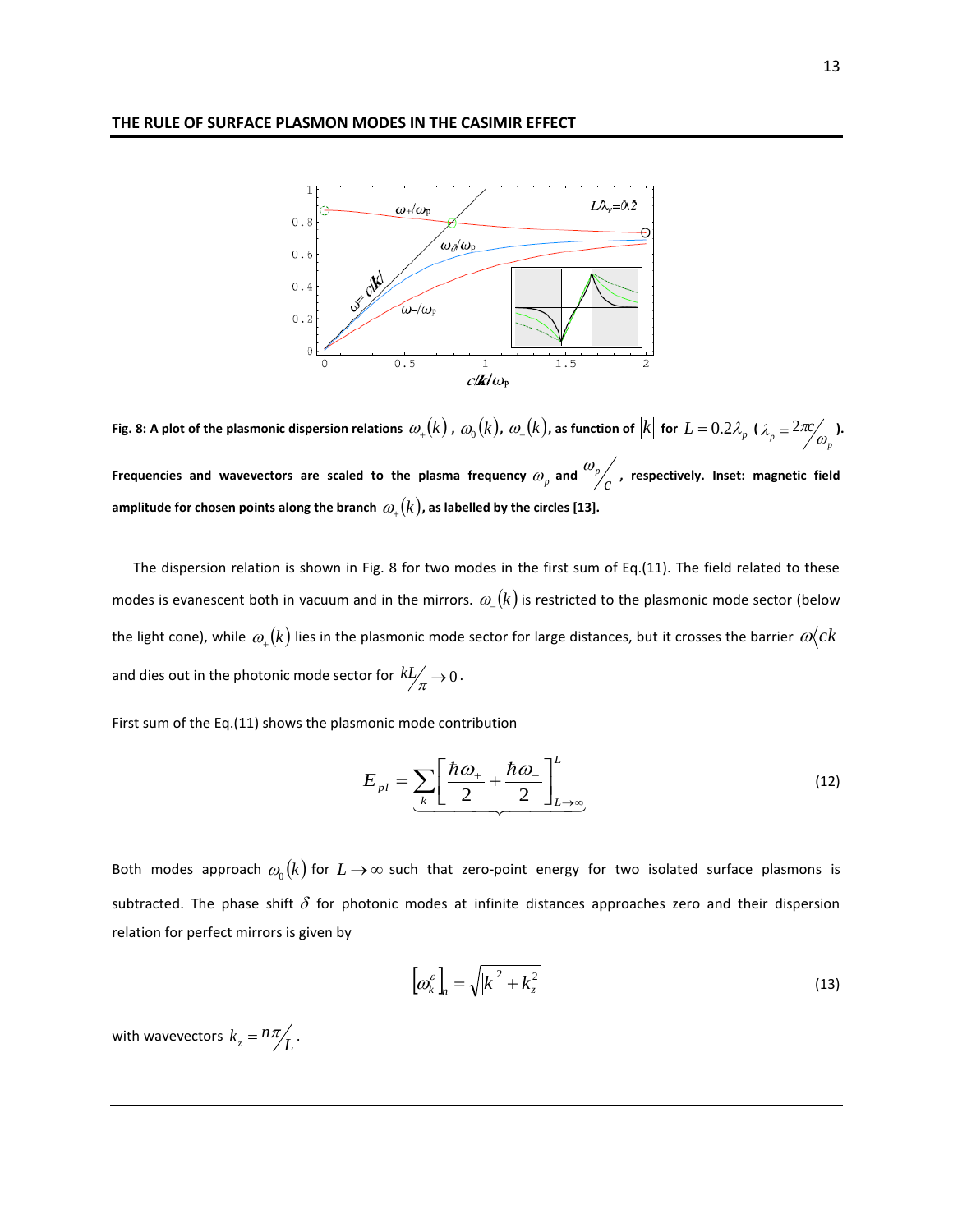**Fig. 8: A plot of the plasmonic dispersion relations $\omega_+(k)$, $\omega_0(k)$, $\omega_-(k)$, as function of $|k|$ for $L = 0.2\lambda_p$ ($\lambda_p = 2\pi c/\omega_p$). Frequencies and wavevectors are scaled to the plasma frequency $\omega_p$ and $\omega_p/c$, respectively. Inset: magnetic field amplitude for chosen points along the branch $\omega_+(k)$, as labelled by the circles [13].**

The dispersion relation is shown in Fig. 8 for two modes in the first sum of Eq.(11). The field related to these modes is evanescent both in vacuum and in the mirrors. $\omega_-(k)$ is restricted to the plasmonic mode sector (below the light cone), while $\omega_+(k)$ lies in the plasmonic mode sector for large distances, but it crosses the barrier $\omega \langle ck$ and dies out in the photonic mode sector for $kL/\pi \to 0$.

First sum of the Eq.(11) shows the plasmonic mode contribution

$$E_{pl} = \underbrace{\sum_k \left[ \frac{\hbar\omega_+}{2} + \frac{\hbar\omega_-}{2} \right]_{L\to\infty}^{L}} \tag{12}$$

Both modes approach $\omega_0(k)$ for $L \to \infty$ such that zero-point energy for two isolated surface plasmons is subtracted. The phase shift $\delta$ for photonic modes at infinite distances approaches zero and their dispersion relation for perfect mirrors is given by

$$\left[\omega_k^{\varepsilon}\right]_n = \sqrt{|k|^2 + k_z^2} \tag{13}$$

with wavevectors $k_z = n\pi/L$.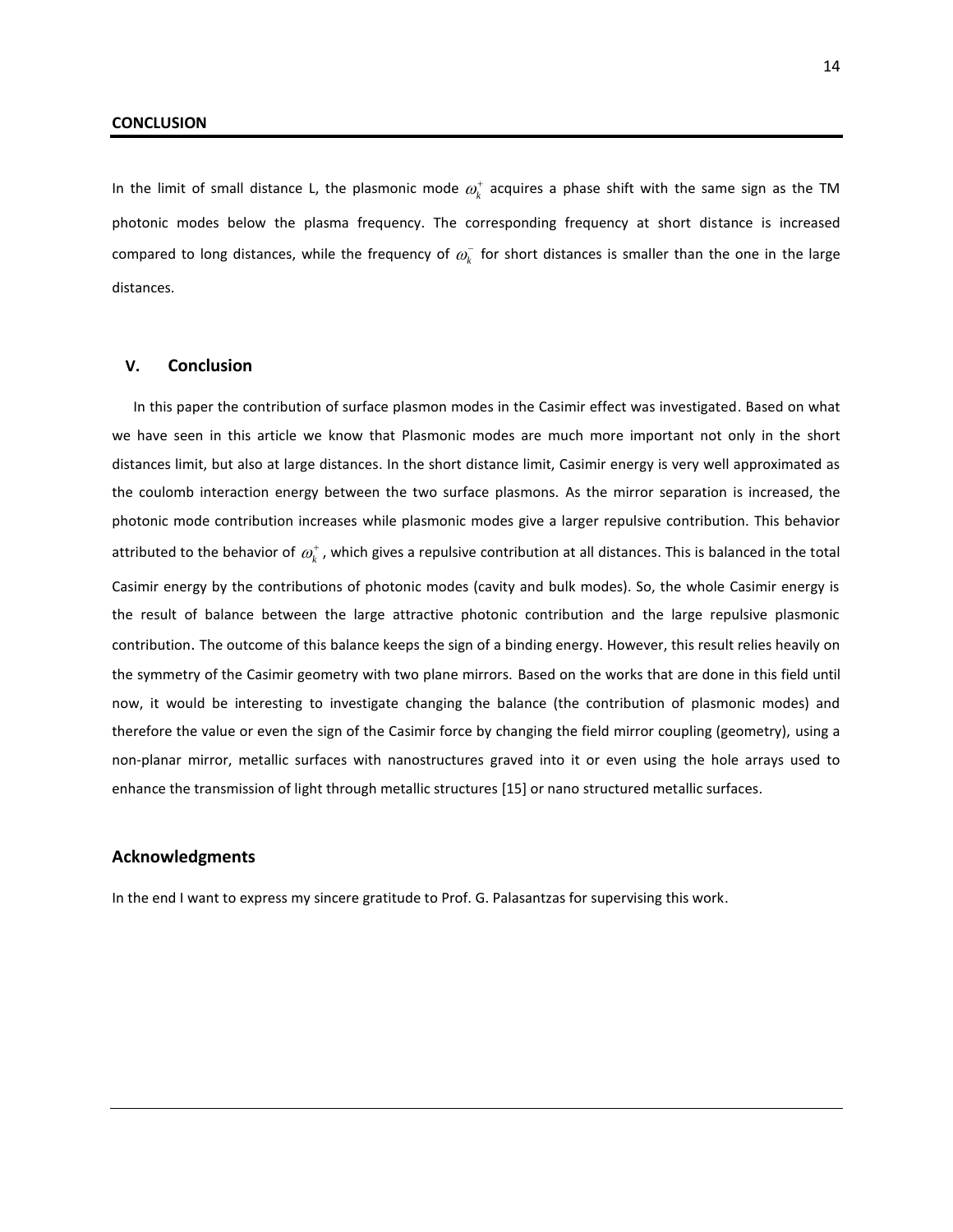In the limit of small distance L, the plasmonic mode $\omega_k^+$ acquires a phase shift with the same sign as the TM photonic modes below the plasma frequency. The corresponding frequency at short distance is increased compared to long distances, while the frequency of $\omega_k^-$ for short distances is smaller than the one in the large distances.

## V. Conclusion

In this paper the contribution of surface plasmon modes in the Casimir effect was investigated. Based on what we have seen in this article we know that Plasmonic modes are much more important not only in the short distances limit, but also at large distances. In the short distance limit, Casimir energy is very well approximated as the coulomb interaction energy between the two surface plasmons. As the mirror separation is increased, the photonic mode contribution increases while plasmonic modes give a larger repulsive contribution. This behavior attributed to the behavior of $\omega_k^+$, which gives a repulsive contribution at all distances. This is balanced in the total Casimir energy by the contributions of photonic modes (cavity and bulk modes). So, the whole Casimir energy is the result of balance between the large attractive photonic contribution and the large repulsive plasmonic contribution. The outcome of this balance keeps the sign of a binding energy. However, this result relies heavily on the symmetry of the Casimir geometry with two plane mirrors. Based on the works that are done in this field until now, it would be interesting to investigate changing the balance (the contribution of plasmonic modes) and therefore the value or even the sign of the Casimir force by changing the field mirror coupling (geometry), using a non-planar mirror, metallic surfaces with nanostructures graved into it or even using the hole arrays used to enhance the transmission of light through metallic structures [15] or nano structured metallic surfaces.

## Acknowledgments

In the end I want to express my sincere gratitude to Prof. G. Palasantzas for supervising this work.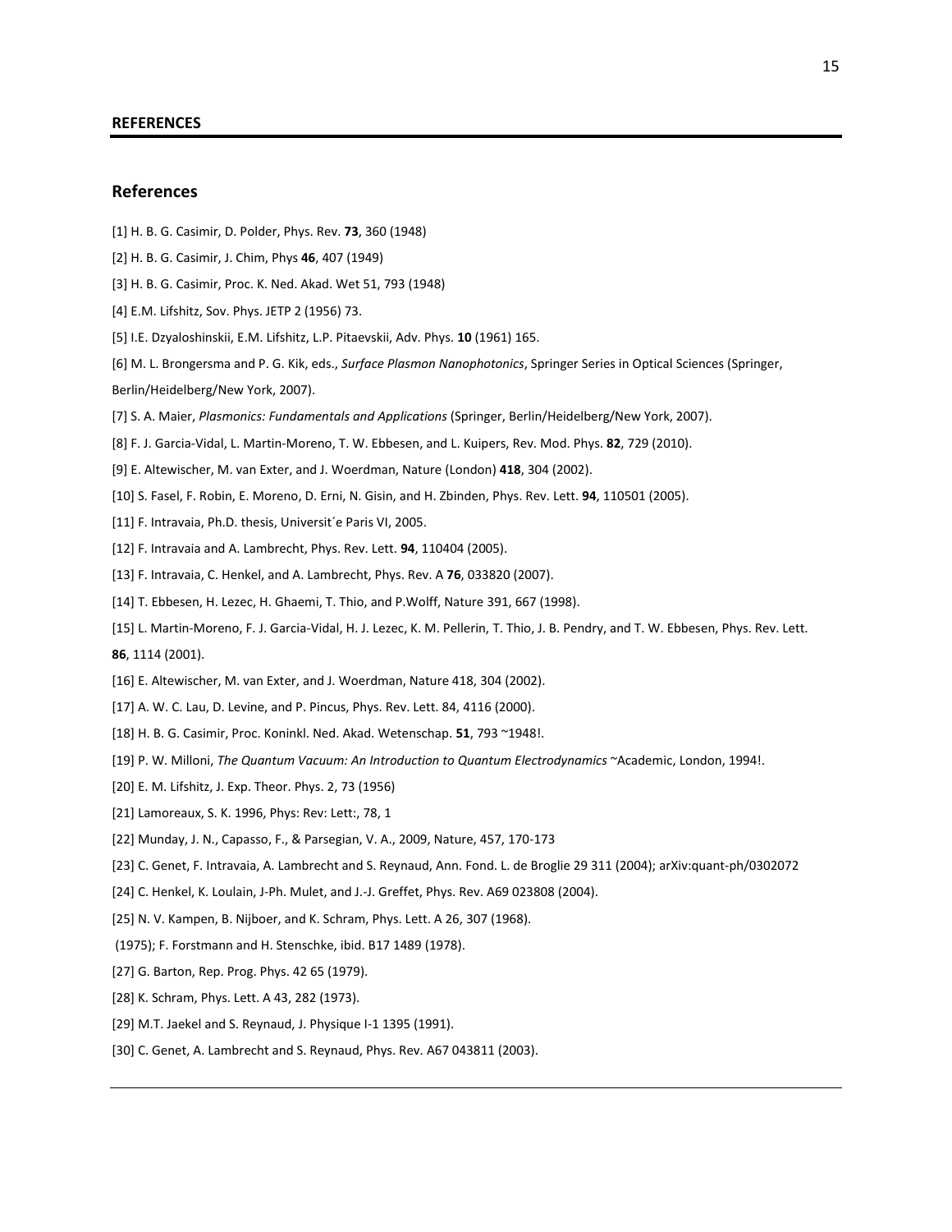## References

[1] H. B. G. Casimir, D. Polder, Phys. Rev. **73**, 360 (1948)

[2] H. B. G. Casimir, J. Chim, Phys **46**, 407 (1949)

[3] H. B. G. Casimir, Proc. K. Ned. Akad. Wet 51, 793 (1948)

[4] E.M. Lifshitz, Sov. Phys. JETP 2 (1956) 73.

[5] I.E. Dzyaloshinskii, E.M. Lifshitz, L.P. Pitaevskii, Adv. Phys. **10** (1961) 165.

[6] M. L. Brongersma and P. G. Kik, eds., *Surface Plasmon Nanophotonics*, Springer Series in Optical Sciences (Springer, Berlin/Heidelberg/New York, 2007).

[7] S. A. Maier, *Plasmonics: Fundamentals and Applications* (Springer, Berlin/Heidelberg/New York, 2007).

[8] F. J. Garcia-Vidal, L. Martin-Moreno, T. W. Ebbesen, and L. Kuipers, Rev. Mod. Phys. **82**, 729 (2010).

[9] E. Altewischer, M. van Exter, and J. Woerdman, Nature (London) **418**, 304 (2002).

[10] S. Fasel, F. Robin, E. Moreno, D. Erni, N. Gisin, and H. Zbinden, Phys. Rev. Lett. **94**, 110501 (2005).

[11] F. Intravaia, Ph.D. thesis, Universit´e Paris VI, 2005.

[12] F. Intravaia and A. Lambrecht, Phys. Rev. Lett. **94**, 110404 (2005).

[13] F. Intravaia, C. Henkel, and A. Lambrecht, Phys. Rev. A **76**, 033820 (2007).

[14] T. Ebbesen, H. Lezec, H. Ghaemi, T. Thio, and P.Wolff, Nature 391, 667 (1998).

[15] L. Martin-Moreno, F. J. Garcia-Vidal, H. J. Lezec, K. M. Pellerin, T. Thio, J. B. Pendry, and T. W. Ebbesen, Phys. Rev. Lett. **86**, 1114 (2001).

[16] E. Altewischer, M. van Exter, and J. Woerdman, Nature 418, 304 (2002).

[17] A. W. C. Lau, D. Levine, and P. Pincus, Phys. Rev. Lett. 84, 4116 (2000).

[18] H. B. G. Casimir, Proc. Koninkl. Ned. Akad. Wetenschap. **51**, 793 ~1948!.

[19] P. W. Milloni, *The Quantum Vacuum: An Introduction to Quantum Electrodynamics* ~Academic, London, 1994!.

[20] E. M. Lifshitz, J. Exp. Theor. Phys. 2, 73 (1956)

[21] Lamoreaux, S. K. 1996, Phys: Rev: Lett:, 78, 1

[22] Munday, J. N., Capasso, F., & Parsegian, V. A., 2009, Nature, 457, 170-173

[23] C. Genet, F. Intravaia, A. Lambrecht and S. Reynaud, Ann. Fond. L. de Broglie 29 311 (2004); arXiv:quant-ph/0302072

[24] C. Henkel, K. Loulain, J-Ph. Mulet, and J.-J. Greffet, Phys. Rev. A69 023808 (2004).

[25] N. V. Kampen, B. Nijboer, and K. Schram, Phys. Lett. A 26, 307 (1968).

(1975); F. Forstmann and H. Stenschke, ibid. B17 1489 (1978).

[27] G. Barton, Rep. Prog. Phys. 42 65 (1979).

[28] K. Schram, Phys. Lett. A 43, 282 (1973).

[29] M.T. Jaekel and S. Reynaud, J. Physique I-1 1395 (1991).

[30] C. Genet, A. Lambrecht and S. Reynaud, Phys. Rev. A67 043811 (2003).